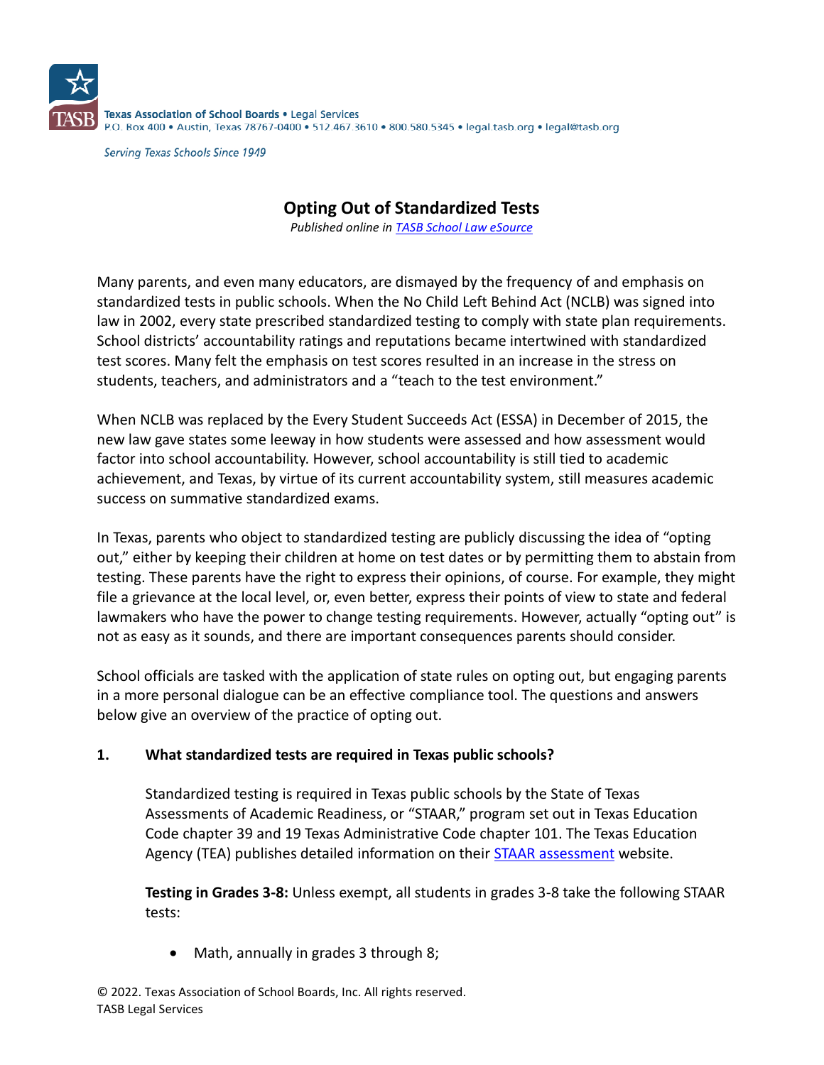Texas Association of School Boards • Legal Services
P.O. Box 400 • Austin, Texas 78767-0400 • 512.467.3610 • 800.580.5345 • legal.tasb.org • legal@tasb.org

*Serving Texas Schools Since 1949*

# Opting Out of Standardized Tests

*Published online in TASB School Law eSource*

Many parents, and even many educators, are dismayed by the frequency of and emphasis on standardized tests in public schools. When the No Child Left Behind Act (NCLB) was signed into law in 2002, every state prescribed standardized testing to comply with state plan requirements. School districts' accountability ratings and reputations became intertwined with standardized test scores. Many felt the emphasis on test scores resulted in an increase in the stress on students, teachers, and administrators and a "teach to the test environment."

When NCLB was replaced by the Every Student Succeeds Act (ESSA) in December of 2015, the new law gave states some leeway in how students were assessed and how assessment would factor into school accountability. However, school accountability is still tied to academic achievement, and Texas, by virtue of its current accountability system, still measures academic success on summative standardized exams.

In Texas, parents who object to standardized testing are publicly discussing the idea of "opting out," either by keeping their children at home on test dates or by permitting them to abstain from testing. These parents have the right to express their opinions, of course. For example, they might file a grievance at the local level, or, even better, express their points of view to state and federal lawmakers who have the power to change testing requirements. However, actually "opting out" is not as easy as it sounds, and there are important consequences parents should consider.

School officials are tasked with the application of state rules on opting out, but engaging parents in a more personal dialogue can be an effective compliance tool. The questions and answers below give an overview of the practice of opting out.

**1. What standardized tests are required in Texas public schools?**

Standardized testing is required in Texas public schools by the State of Texas Assessments of Academic Readiness, or "STAAR," program set out in Texas Education Code chapter 39 and 19 Texas Administrative Code chapter 101. The Texas Education Agency (TEA) publishes detailed information on their STAAR assessment website.

**Testing in Grades 3-8:** Unless exempt, all students in grades 3-8 take the following STAAR tests:

- Math, annually in grades 3 through 8;

© 2022. Texas Association of School Boards, Inc. All rights reserved.
TASB Legal Services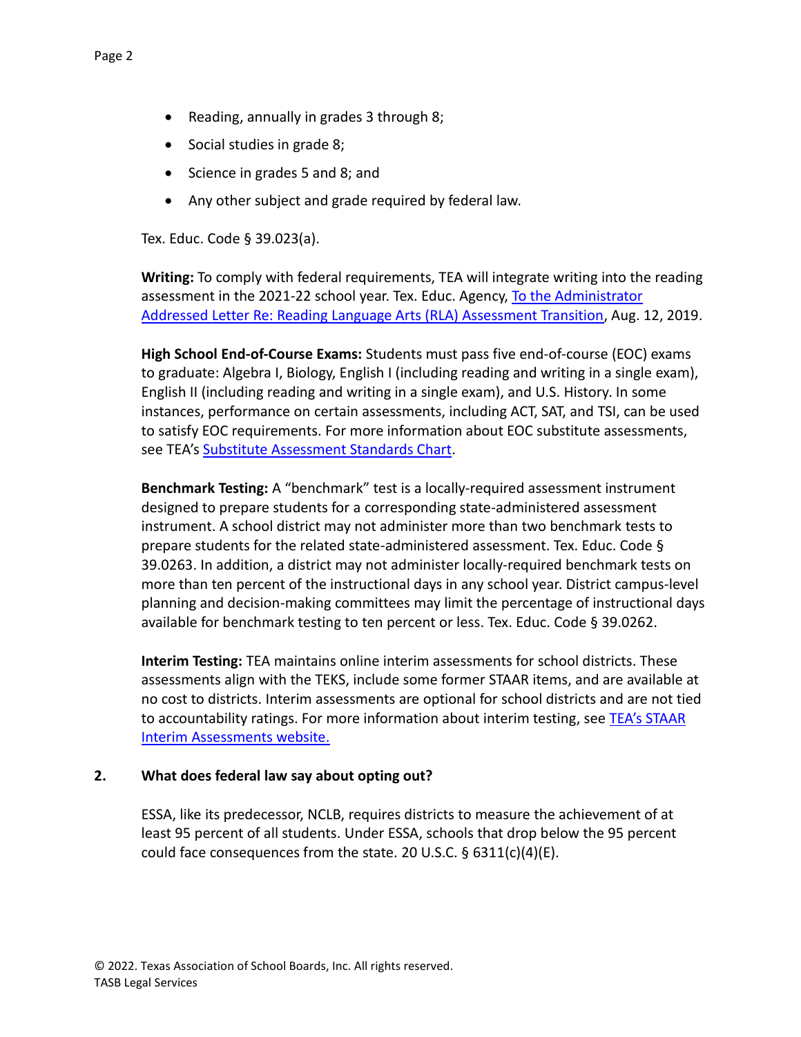- Reading, annually in grades 3 through 8;
- Social studies in grade 8;
- Science in grades 5 and 8; and
- Any other subject and grade required by federal law.

Tex. Educ. Code § 39.023(a).

**Writing:** To comply with federal requirements, TEA will integrate writing into the reading assessment in the 2021-22 school year. Tex. Educ. Agency, To the Administrator Addressed Letter Re: Reading Language Arts (RLA) Assessment Transition, Aug. 12, 2019.

**High School End-of-Course Exams:** Students must pass five end-of-course (EOC) exams to graduate: Algebra I, Biology, English I (including reading and writing in a single exam), English II (including reading and writing in a single exam), and U.S. History. In some instances, performance on certain assessments, including ACT, SAT, and TSI, can be used to satisfy EOC requirements. For more information about EOC substitute assessments, see TEA's Substitute Assessment Standards Chart.

**Benchmark Testing:** A "benchmark" test is a locally-required assessment instrument designed to prepare students for a corresponding state-administered assessment instrument. A school district may not administer more than two benchmark tests to prepare students for the related state-administered assessment. Tex. Educ. Code § 39.0263. In addition, a district may not administer locally-required benchmark tests on more than ten percent of the instructional days in any school year. District campus-level planning and decision-making committees may limit the percentage of instructional days available for benchmark testing to ten percent or less. Tex. Educ. Code § 39.0262.

**Interim Testing:** TEA maintains online interim assessments for school districts. These assessments align with the TEKS, include some former STAAR items, and are available at no cost to districts. Interim assessments are optional for school districts and are not tied to accountability ratings. For more information about interim testing, see TEA's STAAR Interim Assessments website.

## 2. What does federal law say about opting out?

ESSA, like its predecessor, NCLB, requires districts to measure the achievement of at least 95 percent of all students. Under ESSA, schools that drop below the 95 percent could face consequences from the state. 20 U.S.C. § 6311(c)(4)(E).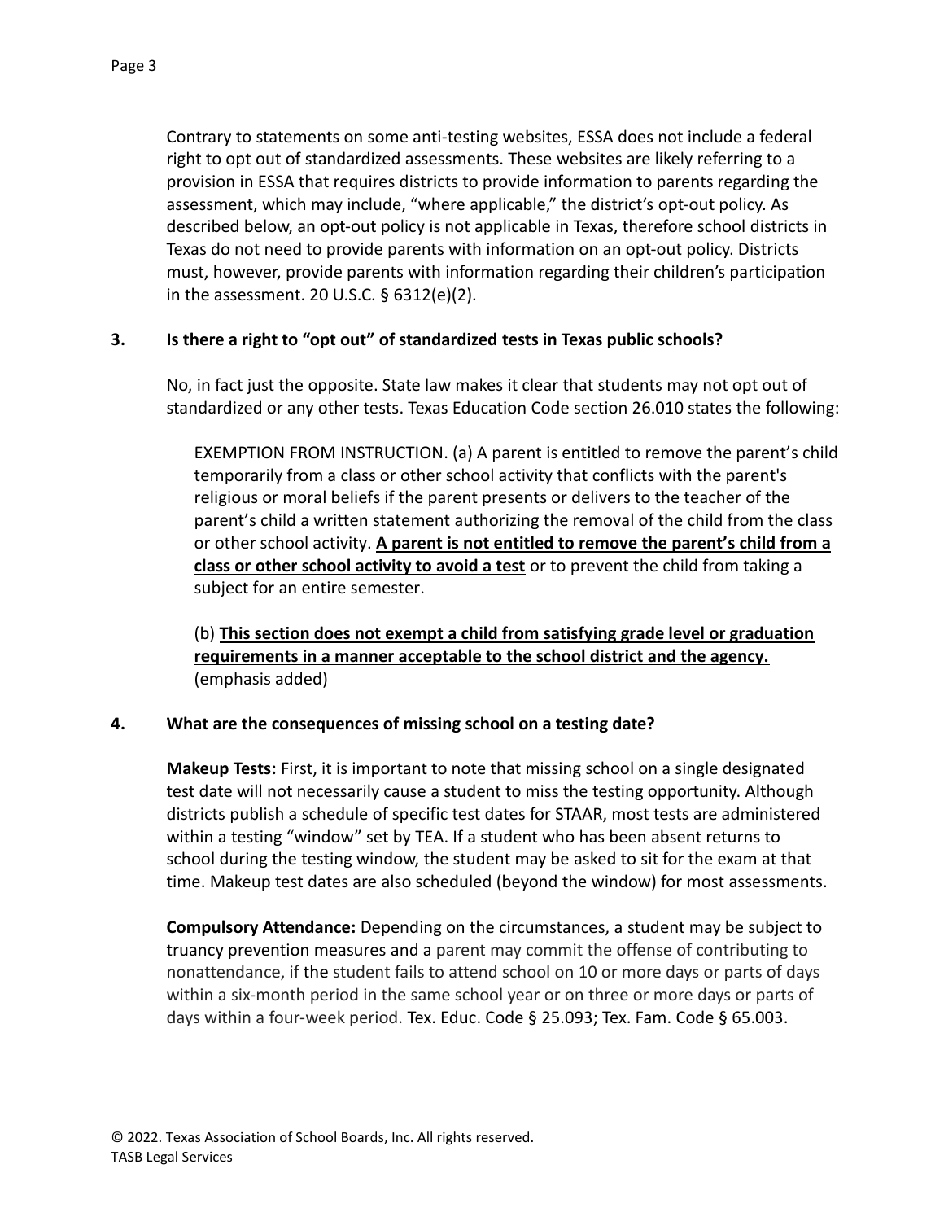Contrary to statements on some anti-testing websites, ESSA does not include a federal right to opt out of standardized assessments. These websites are likely referring to a provision in ESSA that requires districts to provide information to parents regarding the assessment, which may include, "where applicable," the district's opt-out policy. As described below, an opt-out policy is not applicable in Texas, therefore school districts in Texas do not need to provide parents with information on an opt-out policy. Districts must, however, provide parents with information regarding their children's participation in the assessment. 20 U.S.C. § 6312(e)(2).

### 3. Is there a right to "opt out" of standardized tests in Texas public schools?

No, in fact just the opposite. State law makes it clear that students may not opt out of standardized or any other tests. Texas Education Code section 26.010 states the following:

> EXEMPTION FROM INSTRUCTION. (a) A parent is entitled to remove the parent's child temporarily from a class or other school activity that conflicts with the parent's religious or moral beliefs if the parent presents or delivers to the teacher of the parent's child a written statement authorizing the removal of the child from the class or other school activity. **<u>A parent is not entitled to remove the parent's child from a class or other school activity to avoid a test</u>** or to prevent the child from taking a subject for an entire semester.
>
> (b) **<u>This section does not exempt a child from satisfying grade level or graduation requirements in a manner acceptable to the school district and the agency.</u>** (emphasis added)

### 4. What are the consequences of missing school on a testing date?

**Makeup Tests:** First, it is important to note that missing school on a single designated test date will not necessarily cause a student to miss the testing opportunity. Although districts publish a schedule of specific test dates for STAAR, most tests are administered within a testing "window" set by TEA. If a student who has been absent returns to school during the testing window, the student may be asked to sit for the exam at that time. Makeup test dates are also scheduled (beyond the window) for most assessments.

**Compulsory Attendance:** Depending on the circumstances, a student may be subject to truancy prevention measures and a parent may commit the offense of contributing to nonattendance, if the student fails to attend school on 10 or more days or parts of days within a six-month period in the same school year or on three or more days or parts of days within a four-week period. Tex. Educ. Code § 25.093; Tex. Fam. Code § 65.003.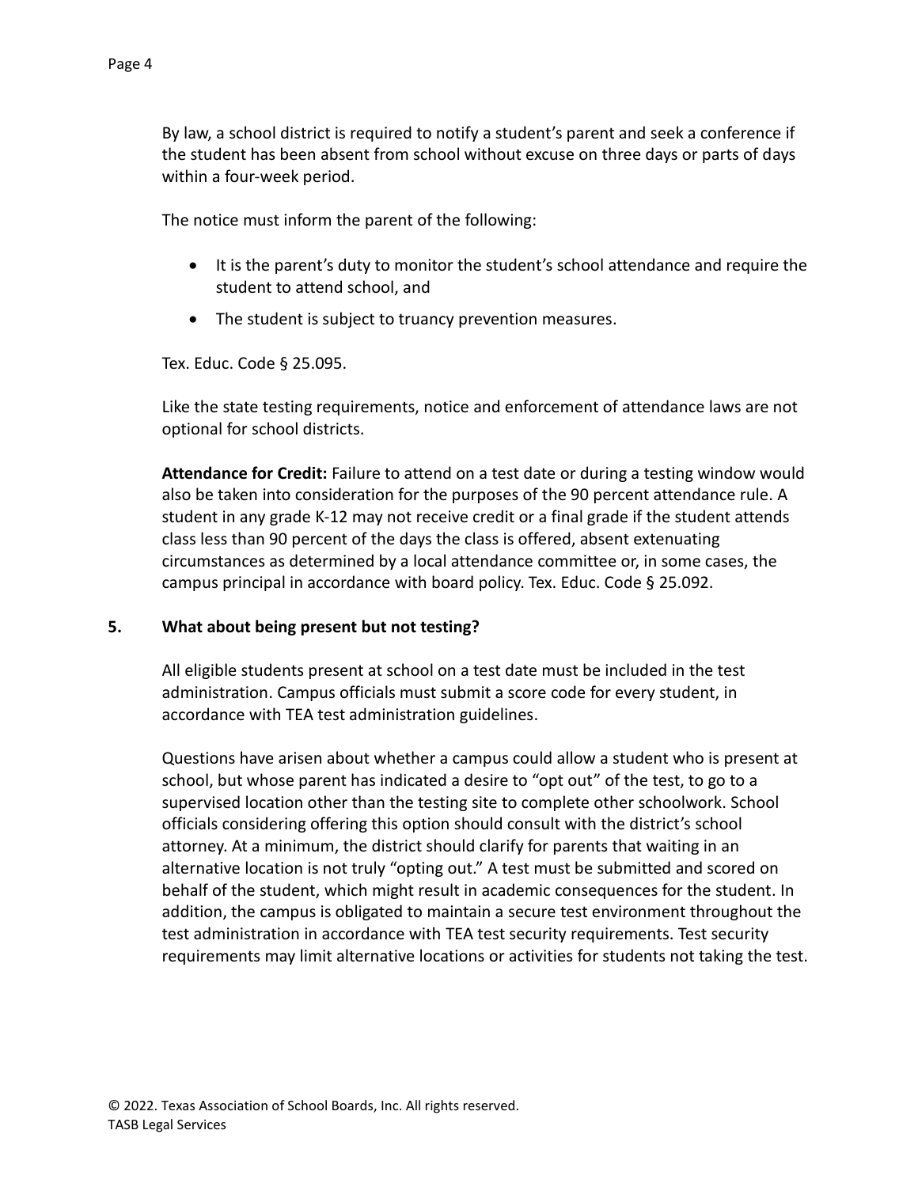By law, a school district is required to notify a student's parent and seek a conference if the student has been absent from school without excuse on three days or parts of days within a four-week period.

The notice must inform the parent of the following:

- It is the parent's duty to monitor the student's school attendance and require the student to attend school, and
- The student is subject to truancy prevention measures.

Tex. Educ. Code § 25.095.

Like the state testing requirements, notice and enforcement of attendance laws are not optional for school districts.

**Attendance for Credit:** Failure to attend on a test date or during a testing window would also be taken into consideration for the purposes of the 90 percent attendance rule. A student in any grade K-12 may not receive credit or a final grade if the student attends class less than 90 percent of the days the class is offered, absent extenuating circumstances as determined by a local attendance committee or, in some cases, the campus principal in accordance with board policy. Tex. Educ. Code § 25.092.

## 5. What about being present but not testing?

All eligible students present at school on a test date must be included in the test administration. Campus officials must submit a score code for every student, in accordance with TEA test administration guidelines.

Questions have arisen about whether a campus could allow a student who is present at school, but whose parent has indicated a desire to "opt out" of the test, to go to a supervised location other than the testing site to complete other schoolwork. School officials considering offering this option should consult with the district's school attorney. At a minimum, the district should clarify for parents that waiting in an alternative location is not truly "opting out." A test must be submitted and scored on behalf of the student, which might result in academic consequences for the student. In addition, the campus is obligated to maintain a secure test environment throughout the test administration in accordance with TEA test security requirements. Test security requirements may limit alternative locations or activities for students not taking the test.

© 2022. Texas Association of School Boards, Inc. All rights reserved.
TASB Legal Services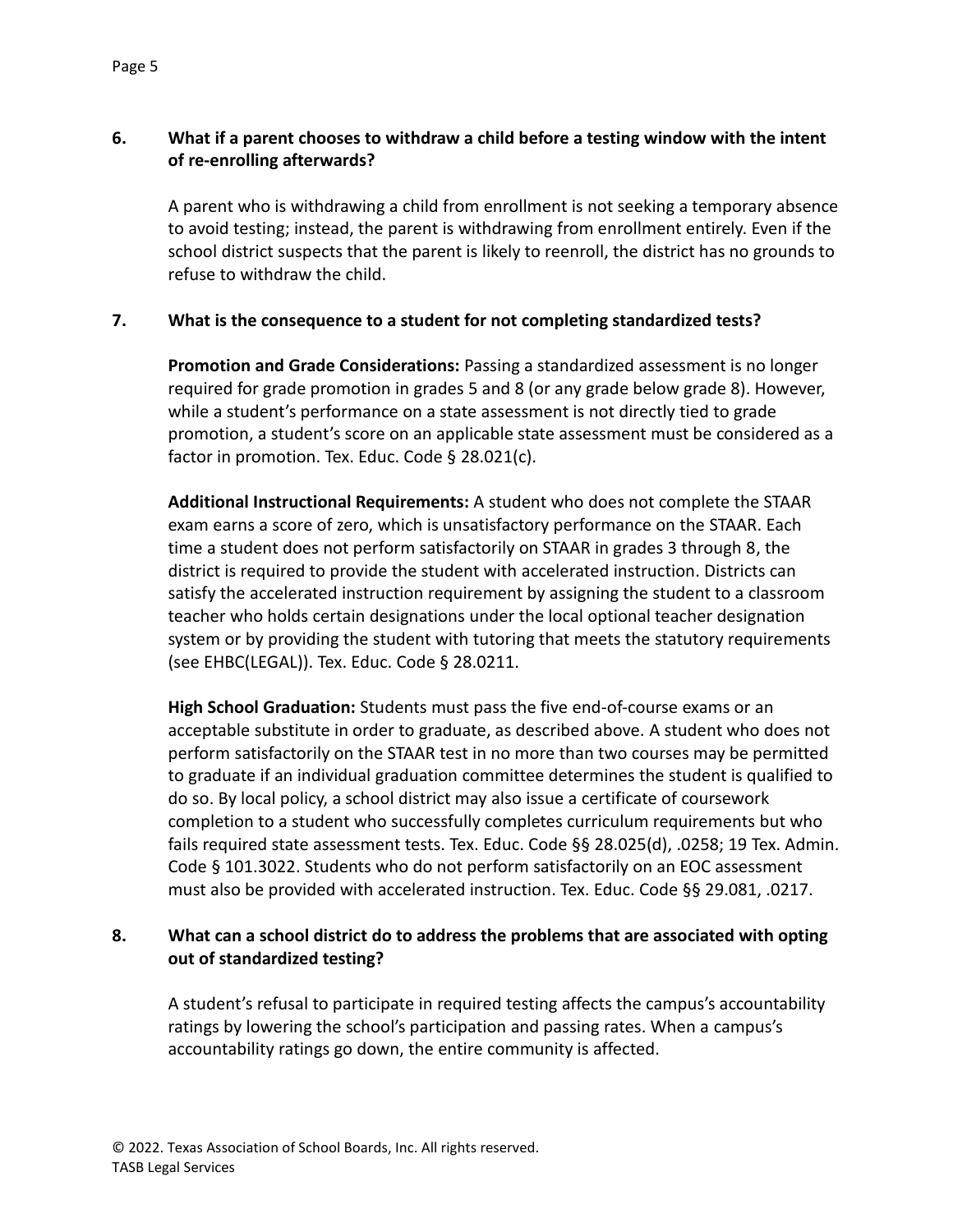**6. What if a parent chooses to withdraw a child before a testing window with the intent of re-enrolling afterwards?**

A parent who is withdrawing a child from enrollment is not seeking a temporary absence to avoid testing; instead, the parent is withdrawing from enrollment entirely. Even if the school district suspects that the parent is likely to reenroll, the district has no grounds to refuse to withdraw the child.

**7. What is the consequence to a student for not completing standardized tests?**

**Promotion and Grade Considerations:** Passing a standardized assessment is no longer required for grade promotion in grades 5 and 8 (or any grade below grade 8). However, while a student's performance on a state assessment is not directly tied to grade promotion, a student's score on an applicable state assessment must be considered as a factor in promotion. Tex. Educ. Code § 28.021(c).

**Additional Instructional Requirements:** A student who does not complete the STAAR exam earns a score of zero, which is unsatisfactory performance on the STAAR. Each time a student does not perform satisfactorily on STAAR in grades 3 through 8, the district is required to provide the student with accelerated instruction. Districts can satisfy the accelerated instruction requirement by assigning the student to a classroom teacher who holds certain designations under the local optional teacher designation system or by providing the student with tutoring that meets the statutory requirements (see EHBC(LEGAL)). Tex. Educ. Code § 28.0211.

**High School Graduation:** Students must pass the five end-of-course exams or an acceptable substitute in order to graduate, as described above. A student who does not perform satisfactorily on the STAAR test in no more than two courses may be permitted to graduate if an individual graduation committee determines the student is qualified to do so. By local policy, a school district may also issue a certificate of coursework completion to a student who successfully completes curriculum requirements but who fails required state assessment tests. Tex. Educ. Code §§ 28.025(d), .0258; 19 Tex. Admin. Code § 101.3022. Students who do not perform satisfactorily on an EOC assessment must also be provided with accelerated instruction. Tex. Educ. Code §§ 29.081, .0217.

**8. What can a school district do to address the problems that are associated with opting out of standardized testing?**

A student's refusal to participate in required testing affects the campus's accountability ratings by lowering the school's participation and passing rates. When a campus's accountability ratings go down, the entire community is affected.

© 2022. Texas Association of School Boards, Inc. All rights reserved.
TASB Legal Services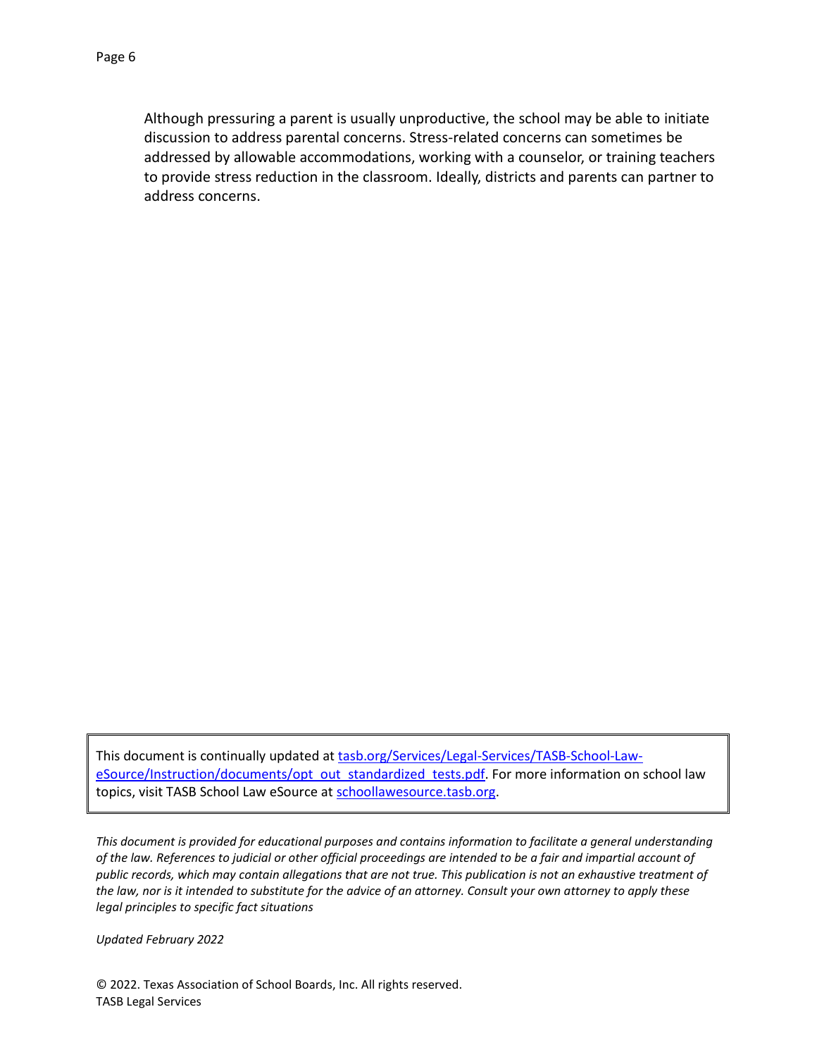Although pressuring a parent is usually unproductive, the school may be able to initiate discussion to address parental concerns. Stress-related concerns can sometimes be addressed by allowable accommodations, working with a counselor, or training teachers to provide stress reduction in the classroom. Ideally, districts and parents can partner to address concerns.

This document is continually updated at [tasb.org/Services/Legal-Services/TASB-School-Law-eSource/Instruction/documents/opt_out_standardized_tests.pdf](tasb.org/Services/Legal-Services/TASB-School-Law-eSource/Instruction/documents/opt_out_standardized_tests.pdf). For more information on school law topics, visit TASB School Law eSource at [schoollawesource.tasb.org](schoollawesource.tasb.org).

*This document is provided for educational purposes and contains information to facilitate a general understanding of the law. References to judicial or other official proceedings are intended to be a fair and impartial account of public records, which may contain allegations that are not true. This publication is not an exhaustive treatment of the law, nor is it intended to substitute for the advice of an attorney. Consult your own attorney to apply these legal principles to specific fact situations*

*Updated February 2022*

© 2022. Texas Association of School Boards, Inc. All rights reserved.
TASB Legal Services